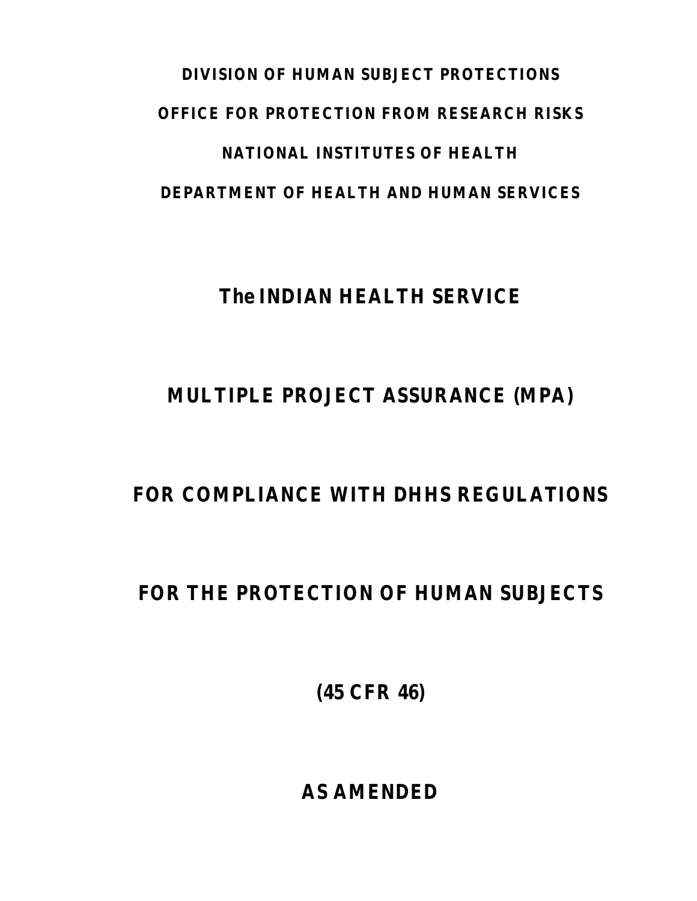**DIVISION OF HUMAN SUBJECT PROTECTIONS**

**OFFICE FOR PROTECTION FROM RESEARCH RISKS**

**NATIONAL INSTITUTES OF HEALTH**

**DEPARTMENT OF HEALTH AND HUMAN SERVICES**

# The INDIAN HEALTH SERVICE

# MULTIPLE PROJECT ASSURANCE (MPA)

# FOR COMPLIANCE WITH DHHS REGULATIONS

# FOR THE PROTECTION OF HUMAN SUBJECTS

**(45 CFR 46)**

**AS AMENDED**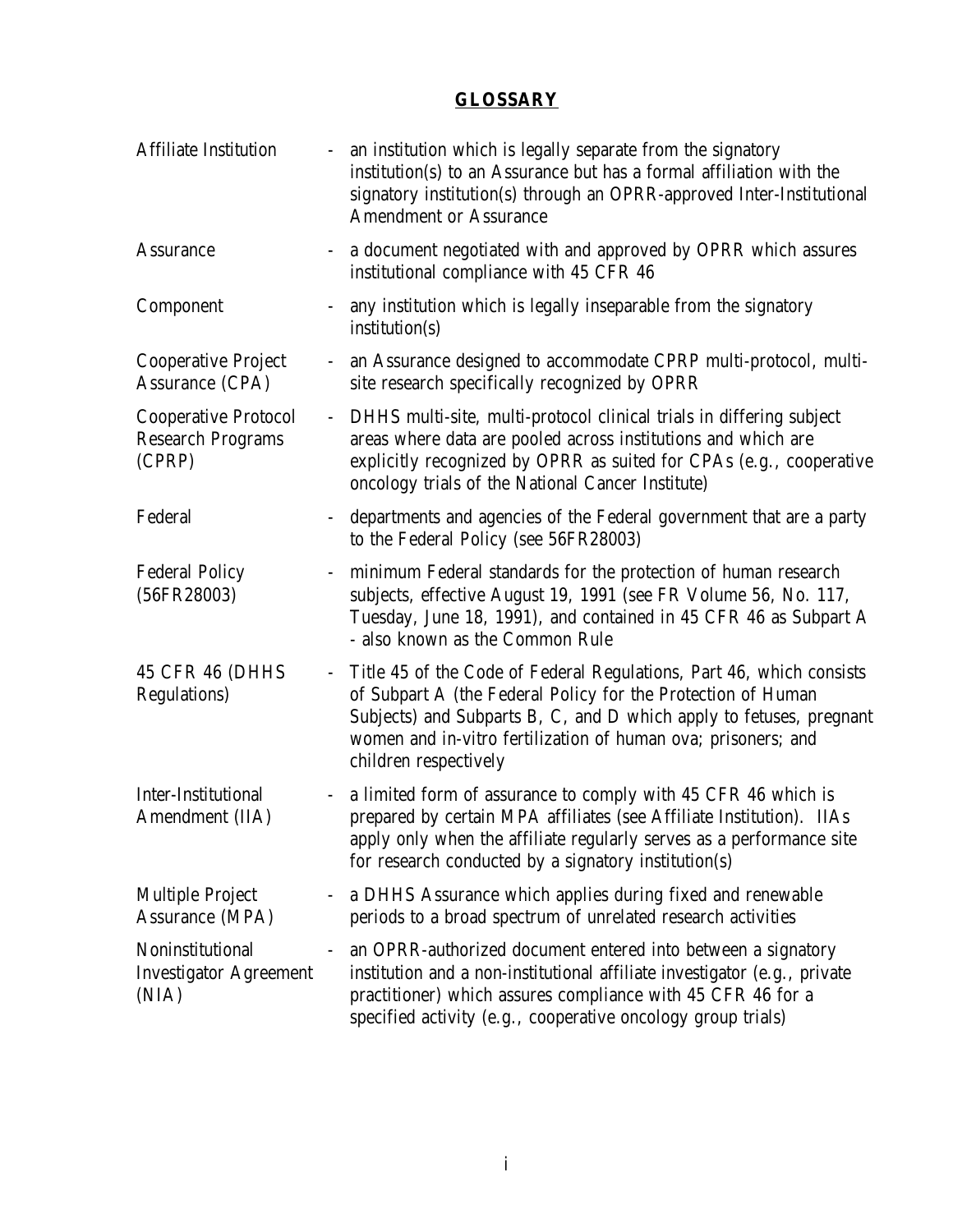## GLOSSARY

| | | |
|---|---|---|
| Affiliate Institution | - | an institution which is legally separate from the signatory institution(s) to an Assurance but has a formal affiliation with the signatory institution(s) through an OPRR-approved Inter-Institutional Amendment or Assurance |
| Assurance | - | a document negotiated with and approved by OPRR which assures institutional compliance with 45 CFR 46 |
| Component | - | any institution which is legally inseparable from the signatory institution(s) |
| Cooperative Project Assurance (CPA) | - | an Assurance designed to accommodate CPRP multi-protocol, multi-site research specifically recognized by OPRR |
| Cooperative Protocol Research Programs (CPRP) | - | DHHS multi-site, multi-protocol clinical trials in differing subject areas where data are pooled across institutions and which are explicitly recognized by OPRR as suited for CPAs (e.g., cooperative oncology trials of the National Cancer Institute) |
| Federal | - | departments and agencies of the Federal government that are a party to the Federal Policy (see 56FR28003) |
| Federal Policy (56FR28003) | - | minimum Federal standards for the protection of human research subjects, effective August 19, 1991 (see FR Volume 56, No. 117, Tuesday, June 18, 1991), and contained in 45 CFR 46 as Subpart A - also known as the Common Rule |
| 45 CFR 46 (DHHS Regulations) | - | Title 45 of the Code of Federal Regulations, Part 46, which consists of Subpart A (the Federal Policy for the Protection of Human Subjects) and Subparts B, C, and D which apply to fetuses, pregnant women and in-vitro fertilization of human ova; prisoners; and children respectively |
| Inter-Institutional Amendment (IIA) | - | a limited form of assurance to comply with 45 CFR 46 which is prepared by certain MPA affiliates (see Affiliate Institution). IIAs apply only when the affiliate regularly serves as a performance site for research conducted by a signatory institution(s) |
| Multiple Project Assurance (MPA) | - | a DHHS Assurance which applies during fixed and renewable periods to a broad spectrum of unrelated research activities |
| Noninstitutional Investigator Agreement (NIA) | - | an OPRR-authorized document entered into between a signatory institution and a non-institutional affiliate investigator (e.g., private practitioner) which assures compliance with 45 CFR 46 for a specified activity (e.g., cooperative oncology group trials) |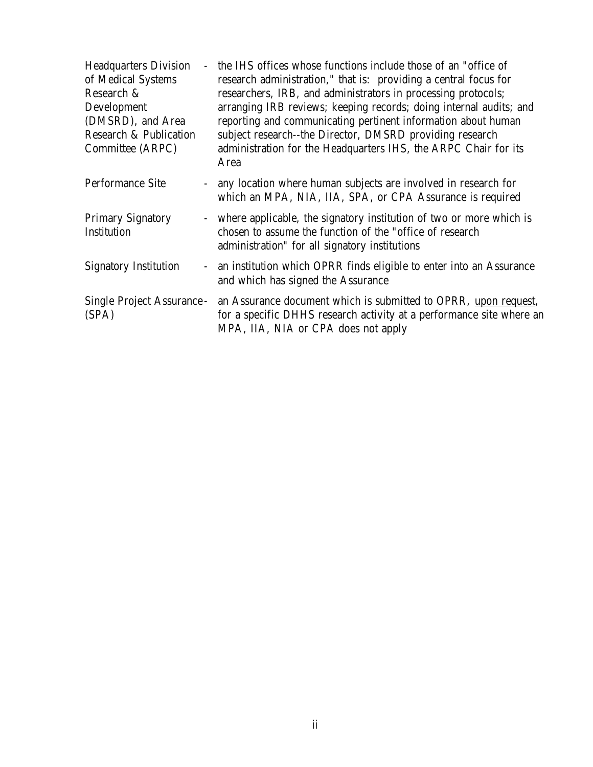| Term | | Definition |
| --- | --- | --- |
| Headquarters Division of Medical Systems Research & Development (DMSRD), and Area Research & Publication Committee (ARPC) | - | the IHS offices whose functions include those of an "office of research administration," that is: providing a central focus for researchers, IRB, and administrators in processing protocols; arranging IRB reviews; keeping records; doing internal audits; and reporting and communicating pertinent information about human subject research--the Director, DMSRD providing research administration for the Headquarters IHS, the ARPC Chair for its Area |
| Performance Site | - | any location where human subjects are involved in research for which an MPA, NIA, IIA, SPA, or CPA Assurance is required |
| Primary Signatory Institution | - | where applicable, the signatory institution of two or more which is chosen to assume the function of the "office of research administration" for all signatory institutions |
| Signatory Institution | - | an institution which OPRR finds eligible to enter into an Assurance and which has signed the Assurance |
| Single Project Assurance (SPA) | - | an Assurance document which is submitted to OPRR, upon request, for a specific DHHS research activity at a performance site where an MPA, IIA, NIA or CPA does not apply |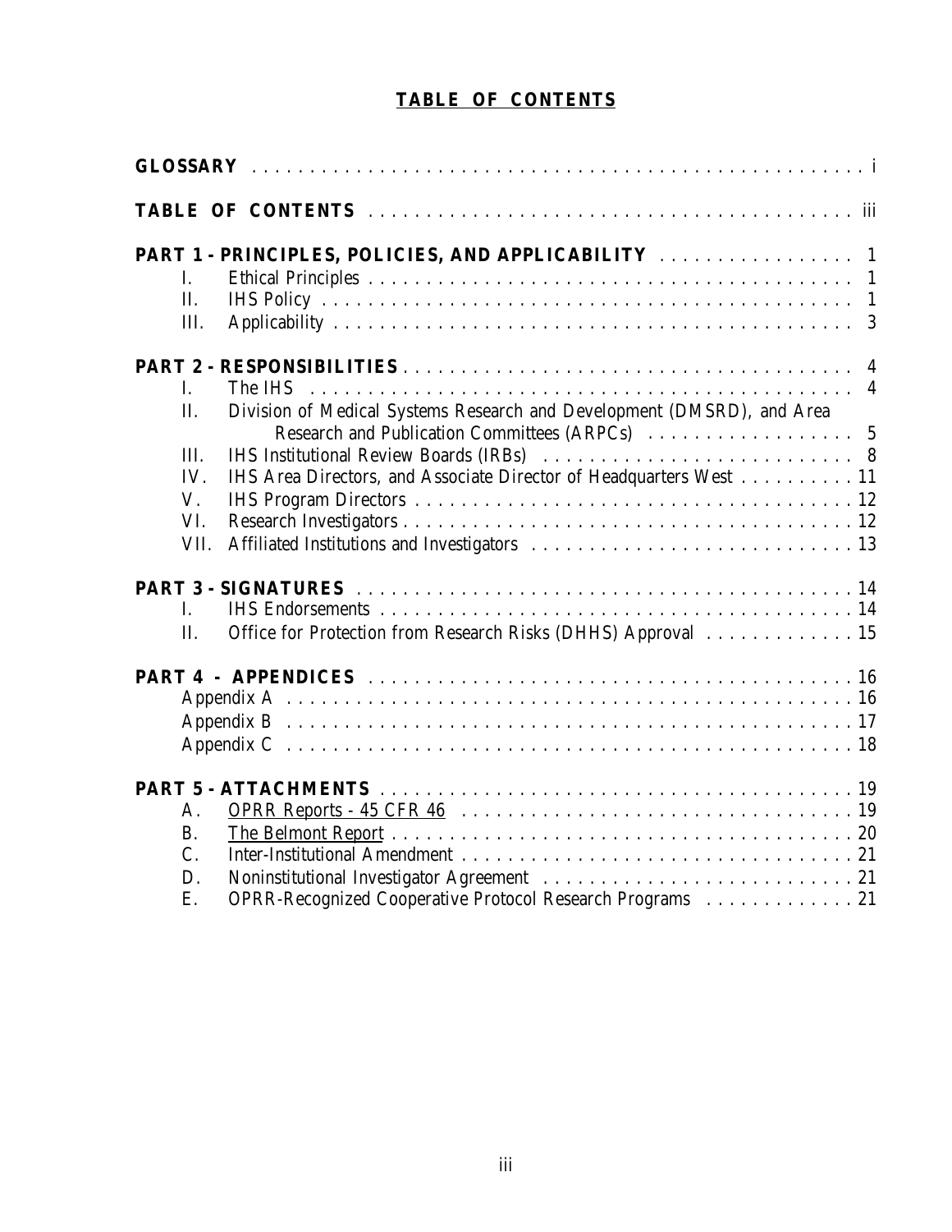# TABLE OF CONTENTS

**GLOSSARY** . . . . . . . . . . . . . . . . . . . . . . . . . . . . . . . . . . . . . . . . . . . . . . . i

**TABLE OF CONTENTS** . . . . . . . . . . . . . . . . . . . . . . . . . . . . . . . . . . . . . . . iii

**PART 1 - PRINCIPLES, POLICIES, AND APPLICABILITY** . . . . . . . . . . . . . . . . 1

- I. Ethical Principles . . . . . . . . . . . . . . . . . . . . . . . . . . . . . . . . . . . . . . . . . . 1
- II. IHS Policy . . . . . . . . . . . . . . . . . . . . . . . . . . . . . . . . . . . . . . . . . . . . . . 1
- III. Applicability . . . . . . . . . . . . . . . . . . . . . . . . . . . . . . . . . . . . . . . . . . . . 3

**PART 2 - RESPONSIBILITIES** . . . . . . . . . . . . . . . . . . . . . . . . . . . . . . . . . . . . 4

- I. The IHS . . . . . . . . . . . . . . . . . . . . . . . . . . . . . . . . . . . . . . . . . . . . . . . . 4
- II. Division of Medical Systems Research and Development (DMSRD), and Area Research and Publication Committees (ARPCs) . . . . . . . . . . . . . . . . . 5
- III. IHS Institutional Review Boards (IRBs) . . . . . . . . . . . . . . . . . . . . . . . . . . 8
- IV. IHS Area Directors, and Associate Director of Headquarters West . . . . . . . . . . 11
- V. IHS Program Directors . . . . . . . . . . . . . . . . . . . . . . . . . . . . . . . . . . . . . 12
- VI. Research Investigators . . . . . . . . . . . . . . . . . . . . . . . . . . . . . . . . . . . . . 12
- VII. Affiliated Institutions and Investigators . . . . . . . . . . . . . . . . . . . . . . . . . . 13

**PART 3 - SIGNATURES** . . . . . . . . . . . . . . . . . . . . . . . . . . . . . . . . . . . . . . . 14

- I. IHS Endorsements . . . . . . . . . . . . . . . . . . . . . . . . . . . . . . . . . . . . . . . . 14
- II. Office for Protection from Research Risks (DHHS) Approval . . . . . . . . . . . . . 15

**PART 4 - APPENDICES** . . . . . . . . . . . . . . . . . . . . . . . . . . . . . . . . . . . . . . . 16

- Appendix A . . . . . . . . . . . . . . . . . . . . . . . . . . . . . . . . . . . . . . . . . . . . . . 16
- Appendix B . . . . . . . . . . . . . . . . . . . . . . . . . . . . . . . . . . . . . . . . . . . . . . 17
- Appendix C . . . . . . . . . . . . . . . . . . . . . . . . . . . . . . . . . . . . . . . . . . . . . . 18

**PART 5 - ATTACHMENTS** . . . . . . . . . . . . . . . . . . . . . . . . . . . . . . . . . . . . . . 19

- A. OPRR Reports - 45 CFR 46 . . . . . . . . . . . . . . . . . . . . . . . . . . . . . . . . . . 19
- B. The Belmont Report . . . . . . . . . . . . . . . . . . . . . . . . . . . . . . . . . . . . . . . 20
- C. Inter-Institutional Amendment . . . . . . . . . . . . . . . . . . . . . . . . . . . . . . . . . 21
- D. Noninstitutional Investigator Agreement . . . . . . . . . . . . . . . . . . . . . . . . . . 21
- E. OPRR-Recognized Cooperative Protocol Research Programs . . . . . . . . . . . . . 21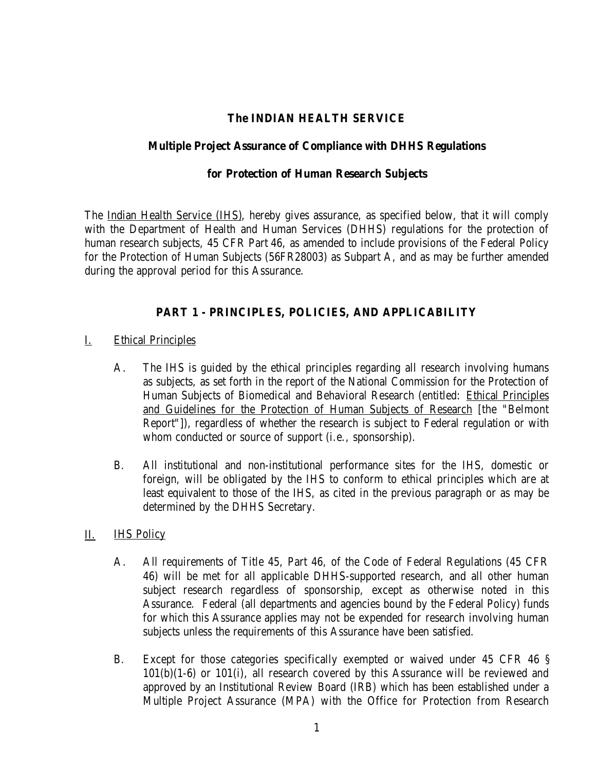# The INDIAN HEALTH SERVICE

## Multiple Project Assurance of Compliance with DHHS Regulations

## for Protection of Human Research Subjects

The Indian Health Service (IHS), hereby gives assurance, as specified below, that it will comply with the Department of Health and Human Services (DHHS) regulations for the protection of human research subjects, 45 CFR Part 46, as amended to include provisions of the Federal Policy for the Protection of Human Subjects (56FR28003) as Subpart A, and as may be further amended during the approval period for this Assurance.

## PART 1 - PRINCIPLES, POLICIES, AND APPLICABILITY

### I. Ethical Principles

A. The IHS is guided by the ethical principles regarding all research involving humans as subjects, as set forth in the report of the National Commission for the Protection of Human Subjects of Biomedical and Behavioral Research (entitled: Ethical Principles and Guidelines for the Protection of Human Subjects of Research [the "Belmont Report"]), regardless of whether the research is subject to Federal regulation or with whom conducted or source of support (i.e., sponsorship).

B. All institutional and non-institutional performance sites for the IHS, domestic or foreign, will be obligated by the IHS to conform to ethical principles which are at least equivalent to those of the IHS, as cited in the previous paragraph or as may be determined by the DHHS Secretary.

### II. IHS Policy

A. All requirements of Title 45, Part 46, of the Code of Federal Regulations (45 CFR 46) will be met for all applicable DHHS-supported research, and all other human subject research regardless of sponsorship, except as otherwise noted in this Assurance. Federal (all departments and agencies bound by the Federal Policy) funds for which this Assurance applies may not be expended for research involving human subjects unless the requirements of this Assurance have been satisfied.

B. Except for those categories specifically exempted or waived under 45 CFR 46 § 101(b)(1-6) or 101(i), all research covered by this Assurance will be reviewed and approved by an Institutional Review Board (IRB) which has been established under a Multiple Project Assurance (MPA) with the Office for Protection from Research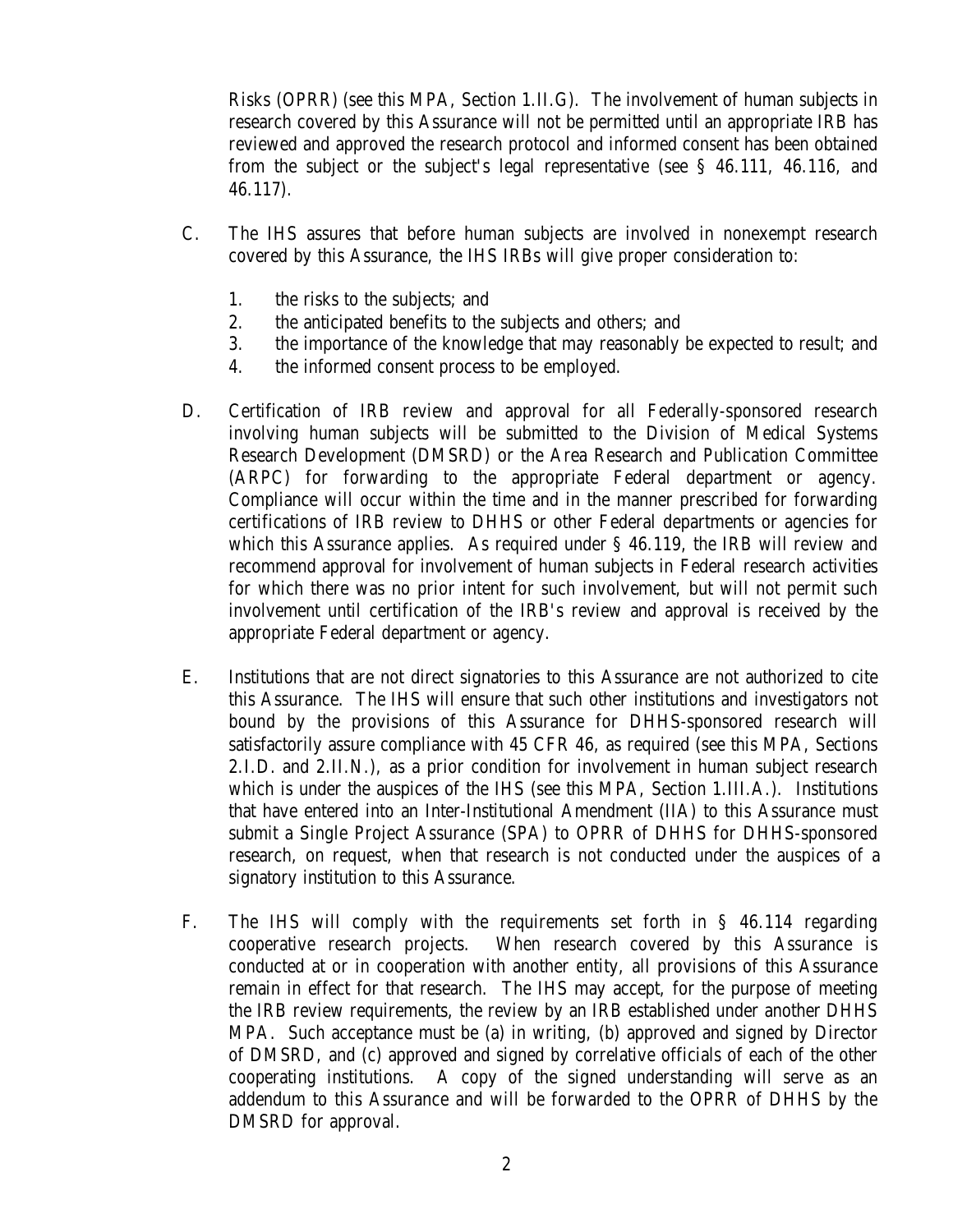Risks (OPRR) (see this MPA, Section 1.II.G). The involvement of human subjects in research covered by this Assurance will not be permitted until an appropriate IRB has reviewed and approved the research protocol and informed consent has been obtained from the subject or the subject's legal representative (see § 46.111, 46.116, and 46.117).

C. The IHS assures that before human subjects are involved in nonexempt research covered by this Assurance, the IHS IRBs will give proper consideration to:

   1. the risks to the subjects; and
   2. the anticipated benefits to the subjects and others; and
   3. the importance of the knowledge that may reasonably be expected to result; and
   4. the informed consent process to be employed.

D. Certification of IRB review and approval for all Federally-sponsored research involving human subjects will be submitted to the Division of Medical Systems Research Development (DMSRD) or the Area Research and Publication Committee (ARPC) for forwarding to the appropriate Federal department or agency. Compliance will occur within the time and in the manner prescribed for forwarding certifications of IRB review to DHHS or other Federal departments or agencies for which this Assurance applies. As required under § 46.119, the IRB will review and recommend approval for involvement of human subjects in Federal research activities for which there was no prior intent for such involvement, but will not permit such involvement until certification of the IRB's review and approval is received by the appropriate Federal department or agency.

E. Institutions that are not direct signatories to this Assurance are not authorized to cite this Assurance. The IHS will ensure that such other institutions and investigators not bound by the provisions of this Assurance for DHHS-sponsored research will satisfactorily assure compliance with 45 CFR 46, as required (see this MPA, Sections 2.I.D. and 2.II.N.), as a prior condition for involvement in human subject research which is under the auspices of the IHS (see this MPA, Section 1.III.A.). Institutions that have entered into an Inter-Institutional Amendment (IIA) to this Assurance must submit a Single Project Assurance (SPA) to OPRR of DHHS for DHHS-sponsored research, on request, when that research is not conducted under the auspices of a signatory institution to this Assurance.

F. The IHS will comply with the requirements set forth in § 46.114 regarding cooperative research projects. When research covered by this Assurance is conducted at or in cooperation with another entity, all provisions of this Assurance remain in effect for that research. The IHS may accept, for the purpose of meeting the IRB review requirements, the review by an IRB established under another DHHS MPA. Such acceptance must be (a) in writing, (b) approved and signed by Director of DMSRD, and (c) approved and signed by correlative officials of each of the other cooperating institutions. A copy of the signed understanding will serve as an addendum to this Assurance and will be forwarded to the OPRR of DHHS by the DMSRD for approval.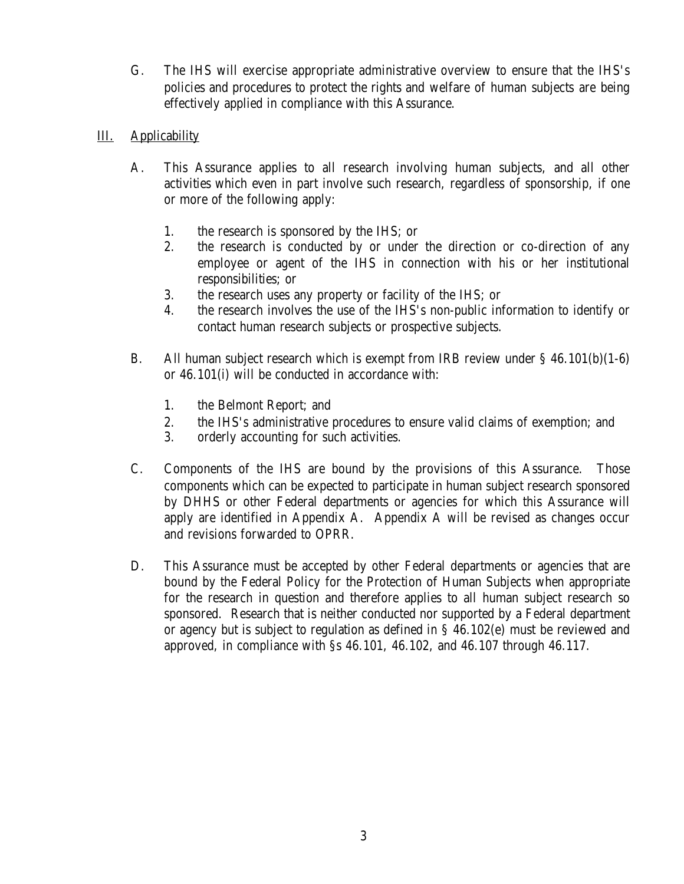G. The IHS will exercise appropriate administrative overview to ensure that the IHS's policies and procedures to protect the rights and welfare of human subjects are being effectively applied in compliance with this Assurance.

## III. Applicability

A. This Assurance applies to all research involving human subjects, and all other activities which even in part involve such research, regardless of sponsorship, if one or more of the following apply:

1. the research is sponsored by the IHS; or
2. the research is conducted by or under the direction or co-direction of any employee or agent of the IHS in connection with his or her institutional responsibilities; or
3. the research uses any property or facility of the IHS; or
4. the research involves the use of the IHS's non-public information to identify or contact human research subjects or prospective subjects.

B. All human subject research which is exempt from IRB review under § 46.101(b)(1-6) or 46.101(i) will be conducted in accordance with:

1. the Belmont Report; and
2. the IHS's administrative procedures to ensure valid claims of exemption; and
3. orderly accounting for such activities.

C. Components of the IHS are bound by the provisions of this Assurance. Those components which can be expected to participate in human subject research sponsored by DHHS or other Federal departments or agencies for which this Assurance will apply are identified in Appendix A. Appendix A will be revised as changes occur and revisions forwarded to OPRR.

D. This Assurance must be accepted by other Federal departments or agencies that are bound by the Federal Policy for the Protection of Human Subjects when appropriate for the research in question and therefore applies to all human subject research so sponsored. Research that is neither conducted nor supported by a Federal department or agency but is subject to regulation as defined in § 46.102(e) must be reviewed and approved, in compliance with §s 46.101, 46.102, and 46.107 through 46.117.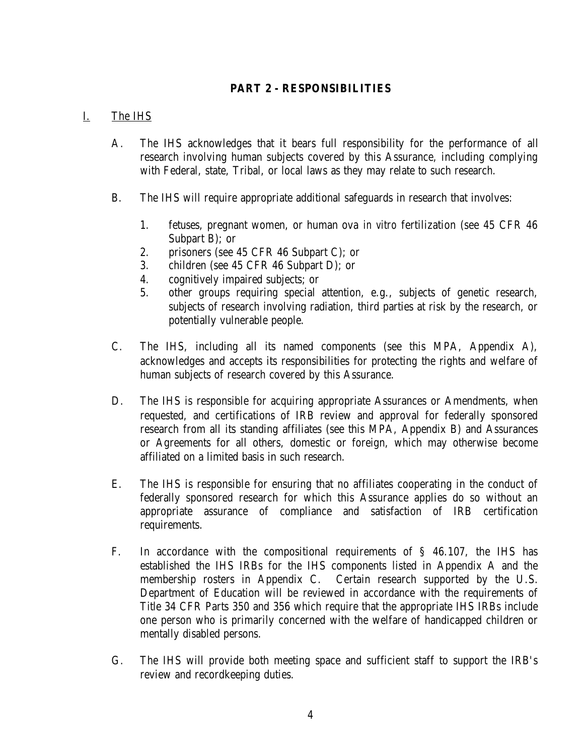## PART 2 - RESPONSIBILITIES

### I. The IHS

A. The IHS acknowledges that it bears full responsibility for the performance of all research involving human subjects covered by this Assurance, including complying with Federal, state, Tribal, or local laws as they may relate to such research.

B. The IHS will require appropriate additional safeguards in research that involves:

1. fetuses, pregnant women, or human ova *in vitro* fertilization (see 45 CFR 46 Subpart B); or
2. prisoners (see 45 CFR 46 Subpart C); or
3. children (see 45 CFR 46 Subpart D); or
4. cognitively impaired subjects; or
5. other groups requiring special attention, e.g., subjects of genetic research, subjects of research involving radiation, third parties at risk by the research, or potentially vulnerable people.

C. The IHS, including all its named components (see this MPA, Appendix A), acknowledges and accepts its responsibilities for protecting the rights and welfare of human subjects of research covered by this Assurance.

D. The IHS is responsible for acquiring appropriate Assurances or Amendments, when requested, and certifications of IRB review and approval for federally sponsored research from all its standing affiliates (see this MPA, Appendix B) and Assurances or Agreements for all others, domestic or foreign, which may otherwise become affiliated on a limited basis in such research.

E. The IHS is responsible for ensuring that no affiliates cooperating in the conduct of federally sponsored research for which this Assurance applies do so without an appropriate assurance of compliance and satisfaction of IRB certification requirements.

F. In accordance with the compositional requirements of § 46.107, the IHS has established the IHS IRBs for the IHS components listed in Appendix A and the membership rosters in Appendix C. Certain research supported by the U.S. Department of Education will be reviewed in accordance with the requirements of Title 34 CFR Parts 350 and 356 which require that the appropriate IHS IRBs include one person who is primarily concerned with the welfare of handicapped children or mentally disabled persons.

G. The IHS will provide both meeting space and sufficient staff to support the IRB's review and recordkeeping duties.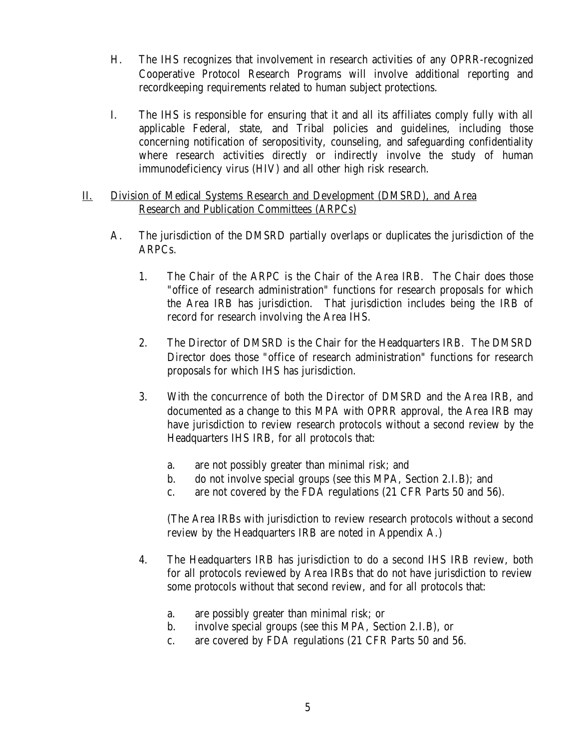H. The IHS recognizes that involvement in research activities of any OPRR-recognized Cooperative Protocol Research Programs will involve additional reporting and recordkeeping requirements related to human subject protections.

I. The IHS is responsible for ensuring that it and all its affiliates comply fully with all applicable Federal, state, and Tribal policies and guidelines, including those concerning notification of seropositivity, counseling, and safeguarding confidentiality where research activities directly or indirectly involve the study of human immunodeficiency virus (HIV) and all other high risk research.

II. <u>Division of Medical Systems Research and Development (DMSRD), and Area Research and Publication Committees (ARPCs)</u>

A. The jurisdiction of the DMSRD partially overlaps or duplicates the jurisdiction of the ARPCs.

1. The Chair of the ARPC is the Chair of the Area IRB. The Chair does those "office of research administration" functions for research proposals for which the Area IRB has jurisdiction. That jurisdiction includes being the IRB of record for research involving the Area IHS.

2. The Director of DMSRD is the Chair for the Headquarters IRB. The DMSRD Director does those "office of research administration" functions for research proposals for which IHS has jurisdiction.

3. With the concurrence of both the Director of DMSRD and the Area IRB, and documented as a change to this MPA with OPRR approval, the Area IRB may have jurisdiction to review research protocols without a second review by the Headquarters IHS IRB, for all protocols that:

   a. are not possibly greater than minimal risk; and
   b. do not involve special groups (see this MPA, Section 2.I.B); and
   c. are not covered by the FDA regulations (21 CFR Parts 50 and 56).

   (The Area IRBs with jurisdiction to review research protocols without a second review by the Headquarters IRB are noted in Appendix A.)

4. The Headquarters IRB has jurisdiction to do a second IHS IRB review, both for all protocols reviewed by Area IRBs that do not have jurisdiction to review some protocols without that second review, and for all protocols that:

   a. are possibly greater than minimal risk; or
   b. involve special groups (see this MPA, Section 2.I.B), or
   c. are covered by FDA regulations (21 CFR Parts 50 and 56.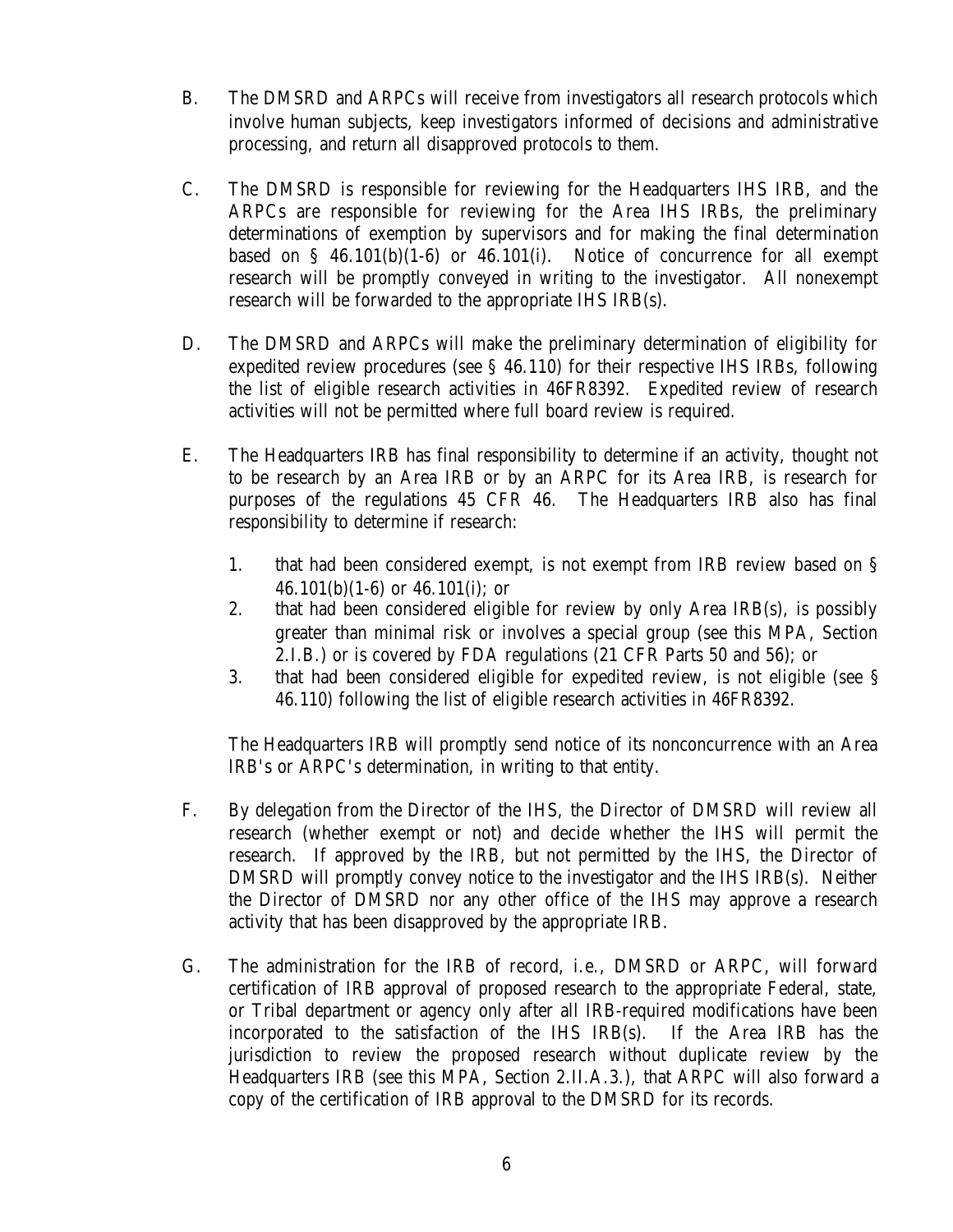B. The DMSRD and ARPCs will receive from investigators all research protocols which involve human subjects, keep investigators informed of decisions and administrative processing, and return all disapproved protocols to them.

C. The DMSRD is responsible for reviewing for the Headquarters IHS IRB, and the ARPCs are responsible for reviewing for the Area IHS IRBs, the preliminary determinations of exemption by supervisors and for making the final determination based on § 46.101(b)(1-6) or 46.101(i). Notice of concurrence for all exempt research will be promptly conveyed in writing to the investigator. All nonexempt research will be forwarded to the appropriate IHS IRB(s).

D. The DMSRD and ARPCs will make the preliminary determination of eligibility for expedited review procedures (see § 46.110) for their respective IHS IRBs, following the list of eligible research activities in 46FR8392. Expedited review of research activities will not be permitted where full board review is required.

E. The Headquarters IRB has final responsibility to determine if an activity, thought not to be research by an Area IRB or by an ARPC for its Area IRB, is research for purposes of the regulations 45 CFR 46. The Headquarters IRB also has final responsibility to determine if research:

   1. that had been considered exempt, is not exempt from IRB review based on § 46.101(b)(1-6) or 46.101(i); or
   2. that had been considered eligible for review by only Area IRB(s), is possibly greater than minimal risk or involves a special group (see this MPA, Section 2.I.B.) or is covered by FDA regulations (21 CFR Parts 50 and 56); or
   3. that had been considered eligible for expedited review, is not eligible (see § 46.110) following the list of eligible research activities in 46FR8392.

   The Headquarters IRB will promptly send notice of its nonconcurrence with an Area IRB's or ARPC's determination, in writing to that entity.

F. By delegation from the Director of the IHS, the Director of DMSRD will review all research (whether exempt or not) and decide whether the IHS will permit the research. If approved by the IRB, but not permitted by the IHS, the Director of DMSRD will promptly convey notice to the investigator and the IHS IRB(s). Neither the Director of DMSRD nor any other office of the IHS may approve a research activity that has been disapproved by the appropriate IRB.

G. The administration for the IRB of record, i.e., DMSRD or ARPC, will forward certification of IRB approval of proposed research to the appropriate Federal, state, or Tribal department or agency only after all IRB-required modifications have been incorporated to the satisfaction of the IHS IRB(s). If the Area IRB has the jurisdiction to review the proposed research without duplicate review by the Headquarters IRB (see this MPA, Section 2.II.A.3.), that ARPC will also forward a copy of the certification of IRB approval to the DMSRD for its records.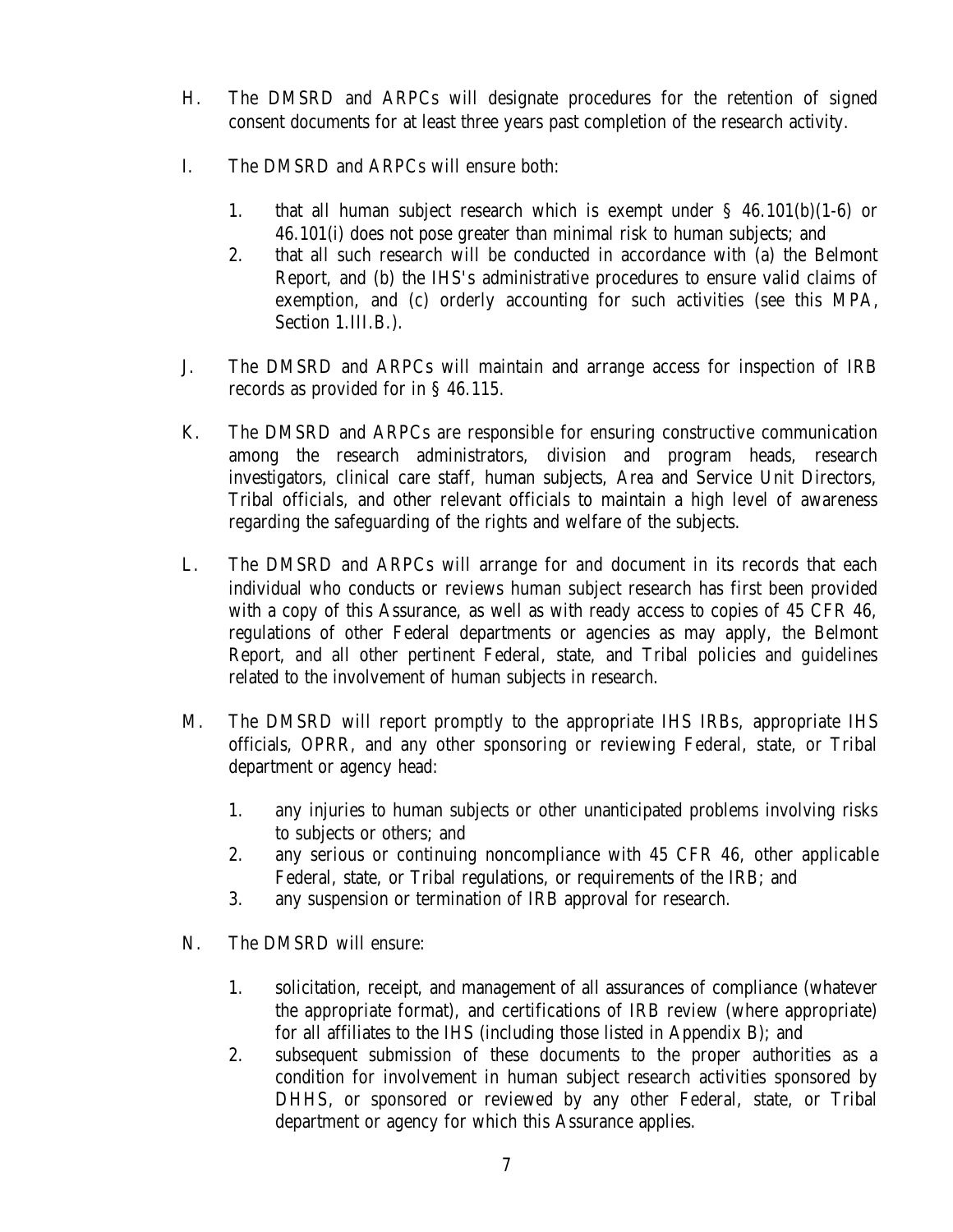H. The DMSRD and ARPCs will designate procedures for the retention of signed consent documents for at least three years past completion of the research activity.

I. The DMSRD and ARPCs will ensure both:

   1. that all human subject research which is exempt under § 46.101(b)(1-6) or 46.101(i) does not pose greater than minimal risk to human subjects; and
   2. that all such research will be conducted in accordance with (a) the Belmont Report, and (b) the IHS's administrative procedures to ensure valid claims of exemption, and (c) orderly accounting for such activities (see this MPA, Section 1.III.B.).

J. The DMSRD and ARPCs will maintain and arrange access for inspection of IRB records as provided for in § 46.115.

K. The DMSRD and ARPCs are responsible for ensuring constructive communication among the research administrators, division and program heads, research investigators, clinical care staff, human subjects, Area and Service Unit Directors, Tribal officials, and other relevant officials to maintain a high level of awareness regarding the safeguarding of the rights and welfare of the subjects.

L. The DMSRD and ARPCs will arrange for and document in its records that each individual who conducts or reviews human subject research has first been provided with a copy of this Assurance, as well as with ready access to copies of 45 CFR 46, regulations of other Federal departments or agencies as may apply, the Belmont Report, and all other pertinent Federal, state, and Tribal policies and guidelines related to the involvement of human subjects in research.

M. The DMSRD will report promptly to the appropriate IHS IRBs, appropriate IHS officials, OPRR, and any other sponsoring or reviewing Federal, state, or Tribal department or agency head:

   1. any injuries to human subjects or other unanticipated problems involving risks to subjects or others; and
   2. any serious or continuing noncompliance with 45 CFR 46, other applicable Federal, state, or Tribal regulations, or requirements of the IRB; and
   3. any suspension or termination of IRB approval for research.

N. The DMSRD will ensure:

   1. solicitation, receipt, and management of all assurances of compliance (whatever the appropriate format), and certifications of IRB review (where appropriate) for all affiliates to the IHS (including those listed in Appendix B); and
   2. subsequent submission of these documents to the proper authorities as a condition for involvement in human subject research activities sponsored by DHHS, or sponsored or reviewed by any other Federal, state, or Tribal department or agency for which this Assurance applies.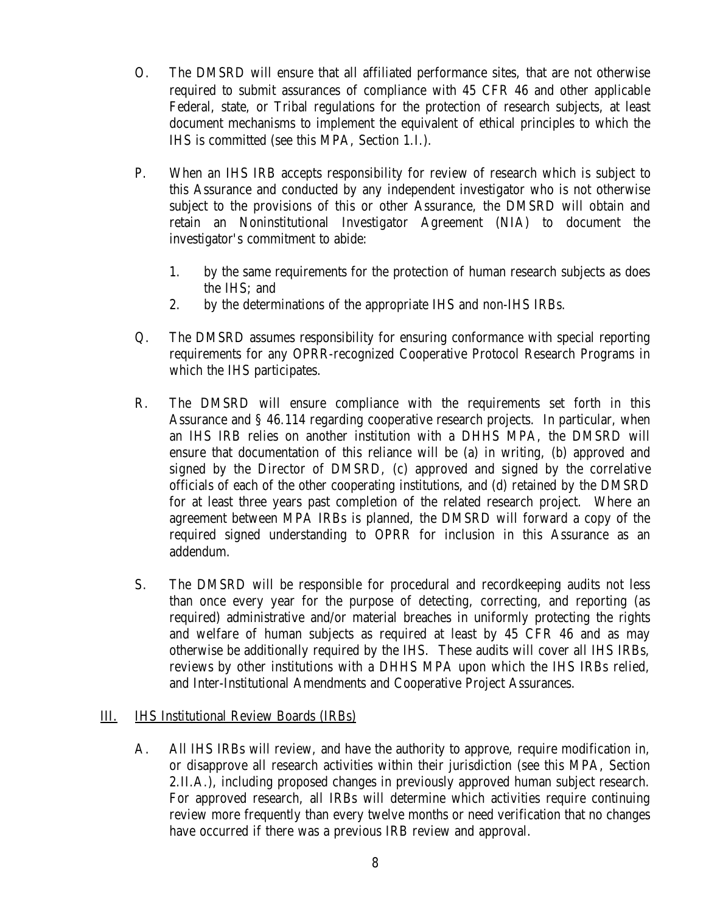O. The DMSRD will ensure that all affiliated performance sites, that are not otherwise required to submit assurances of compliance with 45 CFR 46 and other applicable Federal, state, or Tribal regulations for the protection of research subjects, at least document mechanisms to implement the equivalent of ethical principles to which the IHS is committed (see this MPA, Section 1.I.).

P. When an IHS IRB accepts responsibility for review of research which is subject to this Assurance and conducted by any independent investigator who is not otherwise subject to the provisions of this or other Assurance, the DMSRD will obtain and retain an Noninstitutional Investigator Agreement (NIA) to document the investigator's commitment to abide:

   1. by the same requirements for the protection of human research subjects as does the IHS; and
   2. by the determinations of the appropriate IHS and non-IHS IRBs.

Q. The DMSRD assumes responsibility for ensuring conformance with special reporting requirements for any OPRR-recognized Cooperative Protocol Research Programs in which the IHS participates.

R. The DMSRD will ensure compliance with the requirements set forth in this Assurance and § 46.114 regarding cooperative research projects. In particular, when an IHS IRB relies on another institution with a DHHS MPA, the DMSRD will ensure that documentation of this reliance will be (a) in writing, (b) approved and signed by the Director of DMSRD, (c) approved and signed by the correlative officials of each of the other cooperating institutions, and (d) retained by the DMSRD for at least three years past completion of the related research project. Where an agreement between MPA IRBs is planned, the DMSRD will forward a copy of the required signed understanding to OPRR for inclusion in this Assurance as an addendum.

S. The DMSRD will be responsible for procedural and recordkeeping audits not less than once every year for the purpose of detecting, correcting, and reporting (as required) administrative and/or material breaches in uniformly protecting the rights and welfare of human subjects as required at least by 45 CFR 46 and as may otherwise be additionally required by the IHS. These audits will cover all IHS IRBs, reviews by other institutions with a DHHS MPA upon which the IHS IRBs relied, and Inter-Institutional Amendments and Cooperative Project Assurances.

## III. IHS Institutional Review Boards (IRBs)

A. All IHS IRBs will review, and have the authority to approve, require modification in, or disapprove all research activities within their jurisdiction (see this MPA, Section 2.II.A.), including proposed changes in previously approved human subject research. For approved research, all IRBs will determine which activities require continuing review more frequently than every twelve months or need verification that no changes have occurred if there was a previous IRB review and approval.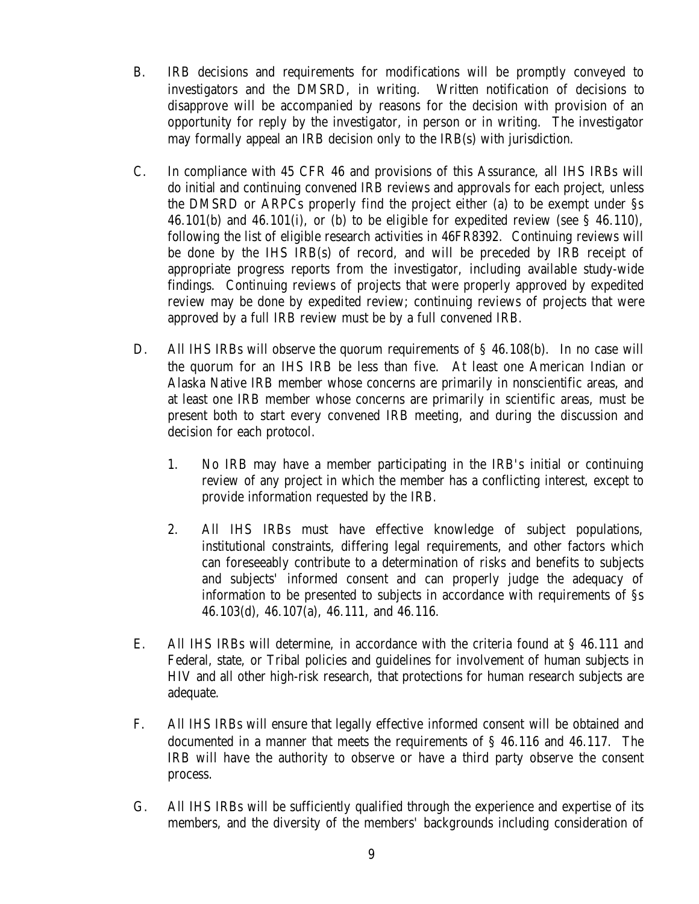B. IRB decisions and requirements for modifications will be promptly conveyed to investigators and the DMSRD, in writing. Written notification of decisions to disapprove will be accompanied by reasons for the decision with provision of an opportunity for reply by the investigator, in person or in writing. The investigator may formally appeal an IRB decision only to the IRB(s) with jurisdiction.

C. In compliance with 45 CFR 46 and provisions of this Assurance, all IHS IRBs will do initial and continuing convened IRB reviews and approvals for each project, unless the DMSRD or ARPCs properly find the project either (a) to be exempt under §s 46.101(b) and 46.101(i), or (b) to be eligible for expedited review (see § 46.110), following the list of eligible research activities in 46FR8392. Continuing reviews will be done by the IHS IRB(s) of record, and will be preceded by IRB receipt of appropriate progress reports from the investigator, including available study-wide findings. Continuing reviews of projects that were properly approved by expedited review may be done by expedited review; continuing reviews of projects that were approved by a full IRB review must be by a full convened IRB.

D. All IHS IRBs will observe the quorum requirements of § 46.108(b). In no case will the quorum for an IHS IRB be less than five. At least one American Indian or Alaska Native IRB member whose concerns are primarily in nonscientific areas, and at least one IRB member whose concerns are primarily in scientific areas, must be present both to start every convened IRB meeting, and during the discussion and decision for each protocol.

   1. No IRB may have a member participating in the IRB's initial or continuing review of any project in which the member has a conflicting interest, except to provide information requested by the IRB.

   2. All IHS IRBs must have effective knowledge of subject populations, institutional constraints, differing legal requirements, and other factors which can foreseeably contribute to a determination of risks and benefits to subjects and subjects' informed consent and can properly judge the adequacy of information to be presented to subjects in accordance with requirements of §s 46.103(d), 46.107(a), 46.111, and 46.116.

E. All IHS IRBs will determine, in accordance with the criteria found at § 46.111 and Federal, state, or Tribal policies and guidelines for involvement of human subjects in HIV and all other high-risk research, that protections for human research subjects are adequate.

F. All IHS IRBs will ensure that legally effective informed consent will be obtained and documented in a manner that meets the requirements of § 46.116 and 46.117. The IRB will have the authority to observe or have a third party observe the consent process.

G. All IHS IRBs will be sufficiently qualified through the experience and expertise of its members, and the diversity of the members' backgrounds including consideration of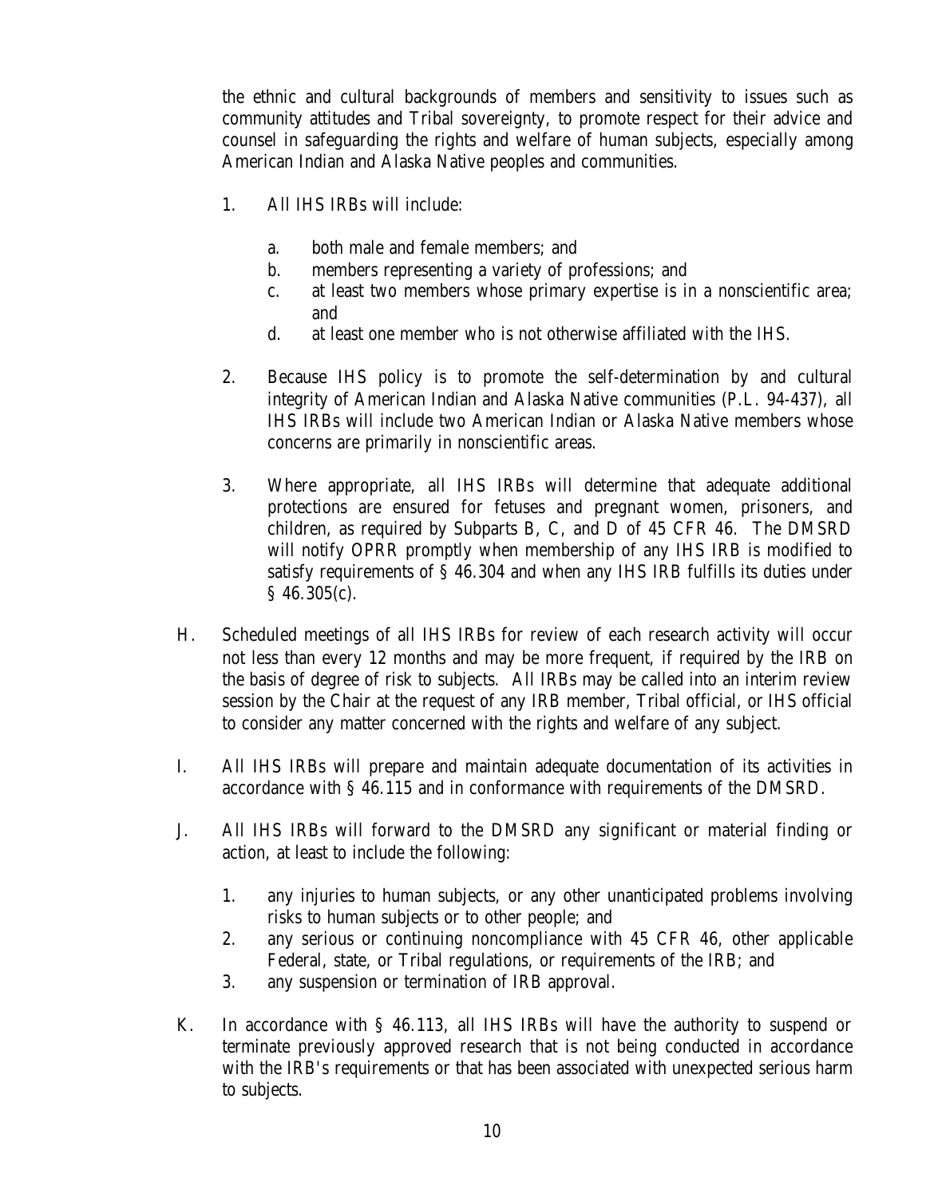the ethnic and cultural backgrounds of members and sensitivity to issues such as community attitudes and Tribal sovereignty, to promote respect for their advice and counsel in safeguarding the rights and welfare of human subjects, especially among American Indian and Alaska Native peoples and communities.

1. All IHS IRBs will include:

   a. both male and female members; and
   b. members representing a variety of professions; and
   c. at least two members whose primary expertise is in a nonscientific area; and
   d. at least one member who is not otherwise affiliated with the IHS.

2. Because IHS policy is to promote the self-determination by and cultural integrity of American Indian and Alaska Native communities (P.L. 94-437), all IHS IRBs will include two American Indian or Alaska Native members whose concerns are primarily in nonscientific areas.

3. Where appropriate, all IHS IRBs will determine that adequate additional protections are ensured for fetuses and pregnant women, prisoners, and children, as required by Subparts B, C, and D of 45 CFR 46. The DMSRD will notify OPRR promptly when membership of any IHS IRB is modified to satisfy requirements of § 46.304 and when any IHS IRB fulfills its duties under § 46.305(c).

H. Scheduled meetings of all IHS IRBs for review of each research activity will occur not less than every 12 months and may be more frequent, if required by the IRB on the basis of degree of risk to subjects. All IRBs may be called into an interim review session by the Chair at the request of any IRB member, Tribal official, or IHS official to consider any matter concerned with the rights and welfare of any subject.

I. All IHS IRBs will prepare and maintain adequate documentation of its activities in accordance with § 46.115 and in conformance with requirements of the DMSRD.

J. All IHS IRBs will forward to the DMSRD any significant or material finding or action, at least to include the following:

   1. any injuries to human subjects, or any other unanticipated problems involving risks to human subjects or to other people; and
   2. any serious or continuing noncompliance with 45 CFR 46, other applicable Federal, state, or Tribal regulations, or requirements of the IRB; and
   3. any suspension or termination of IRB approval.

K. In accordance with § 46.113, all IHS IRBs will have the authority to suspend or terminate previously approved research that is not being conducted in accordance with the IRB's requirements or that has been associated with unexpected serious harm to subjects.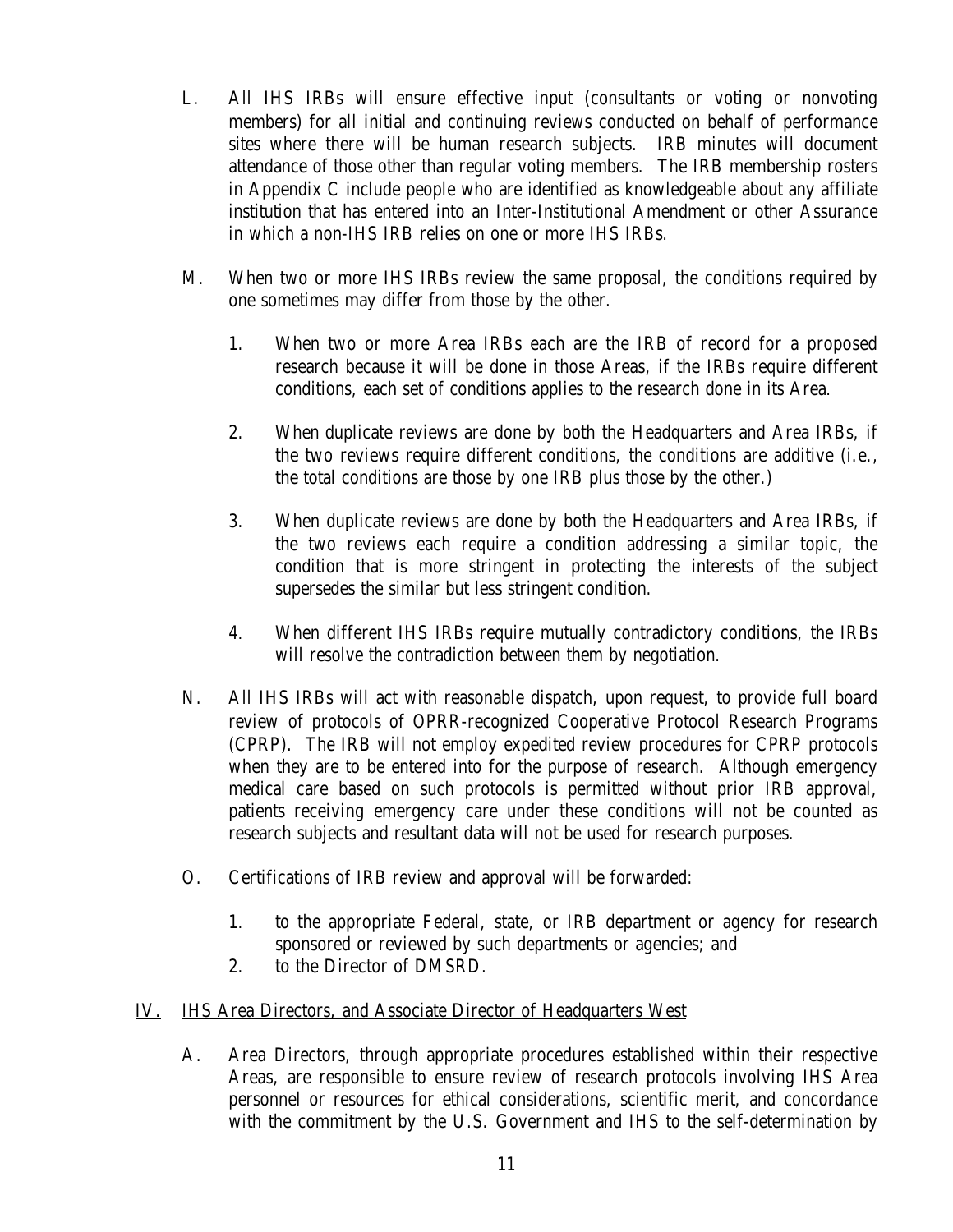L. All IHS IRBs will ensure effective input (consultants or voting or nonvoting members) for all initial and continuing reviews conducted on behalf of performance sites where there will be human research subjects. IRB minutes will document attendance of those other than regular voting members. The IRB membership rosters in Appendix C include people who are identified as knowledgeable about any affiliate institution that has entered into an Inter-Institutional Amendment or other Assurance in which a non-IHS IRB relies on one or more IHS IRBs.

M. When two or more IHS IRBs review the same proposal, the conditions required by one sometimes may differ from those by the other.

   1. When two or more Area IRBs each are the IRB of record for a proposed research because it will be done in those Areas, if the IRBs require different conditions, each set of conditions applies to the research done in its Area.

   2. When duplicate reviews are done by both the Headquarters and Area IRBs, if the two reviews require different conditions, the conditions are additive (i.e., the total conditions are those by one IRB plus those by the other.)

   3. When duplicate reviews are done by both the Headquarters and Area IRBs, if the two reviews each require a condition addressing a similar topic, the condition that is more stringent in protecting the interests of the subject supersedes the similar but less stringent condition.

   4. When different IHS IRBs require mutually contradictory conditions, the IRBs will resolve the contradiction between them by negotiation.

N. All IHS IRBs will act with reasonable dispatch, upon request, to provide full board review of protocols of OPRR-recognized Cooperative Protocol Research Programs (CPRP). The IRB will not employ expedited review procedures for CPRP protocols when they are to be entered into for the purpose of research. Although emergency medical care based on such protocols is permitted without prior IRB approval, patients receiving emergency care under these conditions will not be counted as research subjects and resultant data will not be used for research purposes.

O. Certifications of IRB review and approval will be forwarded:

   1. to the appropriate Federal, state, or IRB department or agency for research sponsored or reviewed by such departments or agencies; and
   2. to the Director of DMSRD.

## IV. IHS Area Directors, and Associate Director of Headquarters West

A. Area Directors, through appropriate procedures established within their respective Areas, are responsible to ensure review of research protocols involving IHS Area personnel or resources for ethical considerations, scientific merit, and concordance with the commitment by the U.S. Government and IHS to the self-determination by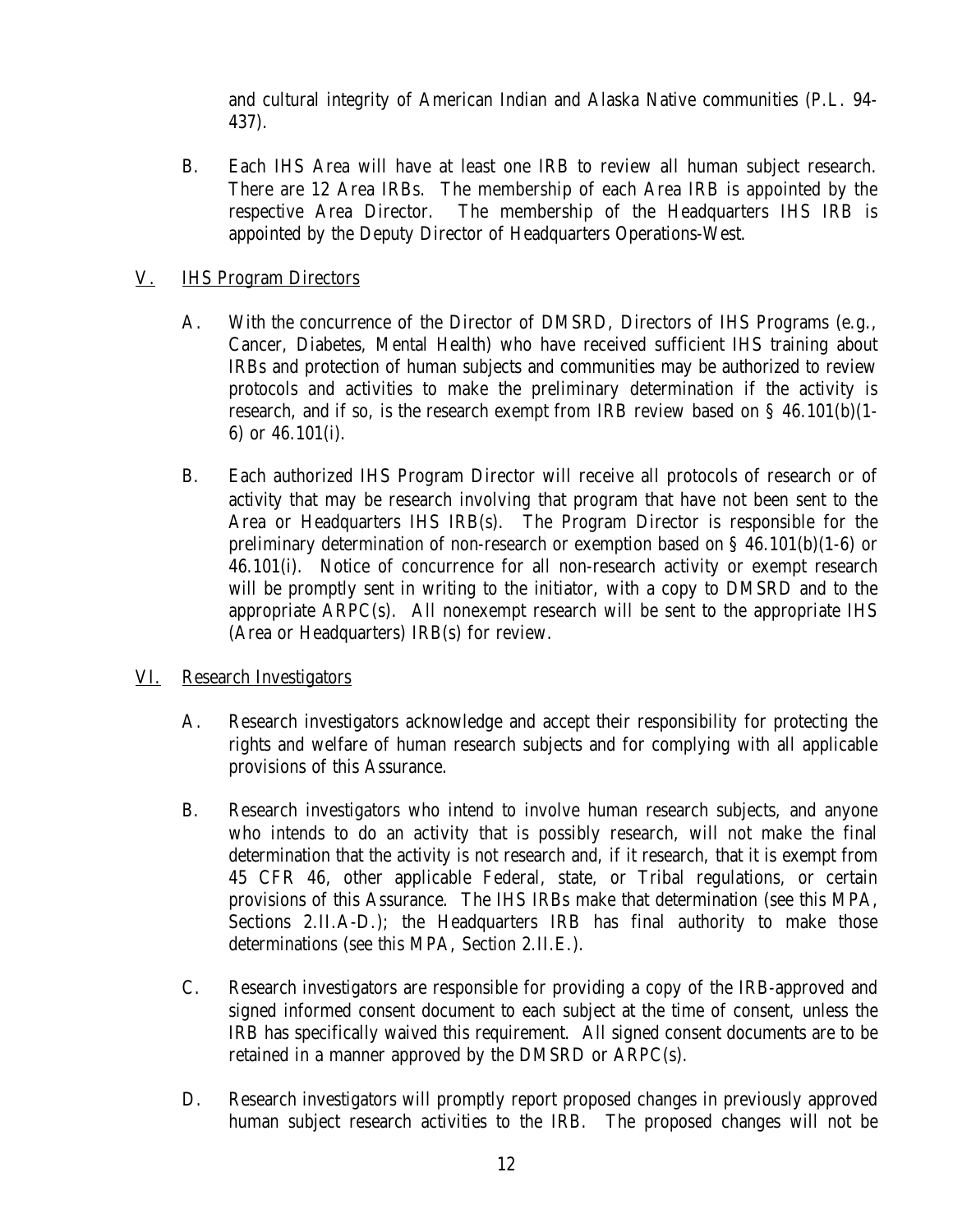and cultural integrity of American Indian and Alaska Native communities (P.L. 94-437).

B. Each IHS Area will have at least one IRB to review all human subject research. There are 12 Area IRBs. The membership of each Area IRB is appointed by the respective Area Director. The membership of the Headquarters IHS IRB is appointed by the Deputy Director of Headquarters Operations-West.

## V. IHS Program Directors

A. With the concurrence of the Director of DMSRD, Directors of IHS Programs (e.g., Cancer, Diabetes, Mental Health) who have received sufficient IHS training about IRBs and protection of human subjects and communities may be authorized to review protocols and activities to make the preliminary determination if the activity is research, and if so, is the research exempt from IRB review based on § 46.101(b)(1-6) or 46.101(i).

B. Each authorized IHS Program Director will receive all protocols of research or of activity that may be research involving that program that have not been sent to the Area or Headquarters IHS IRB(s). The Program Director is responsible for the preliminary determination of non-research or exemption based on § 46.101(b)(1-6) or 46.101(i). Notice of concurrence for all non-research activity or exempt research will be promptly sent in writing to the initiator, with a copy to DMSRD and to the appropriate ARPC(s). All nonexempt research will be sent to the appropriate IHS (Area or Headquarters) IRB(s) for review.

## VI. Research Investigators

A. Research investigators acknowledge and accept their responsibility for protecting the rights and welfare of human research subjects and for complying with all applicable provisions of this Assurance.

B. Research investigators who intend to involve human research subjects, and anyone who intends to do an activity that is possibly research, will not make the final determination that the activity is not research and, if it research, that it is exempt from 45 CFR 46, other applicable Federal, state, or Tribal regulations, or certain provisions of this Assurance. The IHS IRBs make that determination (see this MPA, Sections 2.II.A-D.); the Headquarters IRB has final authority to make those determinations (see this MPA, Section 2.II.E.).

C. Research investigators are responsible for providing a copy of the IRB-approved and signed informed consent document to each subject at the time of consent, unless the IRB has specifically waived this requirement. All signed consent documents are to be retained in a manner approved by the DMSRD or ARPC(s).

D. Research investigators will promptly report proposed changes in previously approved human subject research activities to the IRB. The proposed changes will not be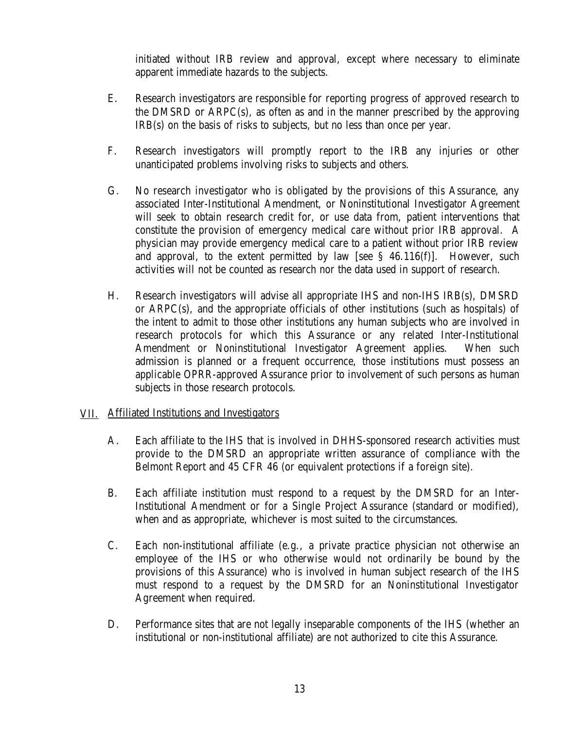initiated without IRB review and approval, except where necessary to eliminate apparent immediate hazards to the subjects.

E. Research investigators are responsible for reporting progress of approved research to the DMSRD or ARPC(s), as often as and in the manner prescribed by the approving IRB(s) on the basis of risks to subjects, but no less than once per year.

F. Research investigators will promptly report to the IRB any injuries or other unanticipated problems involving risks to subjects and others.

G. No research investigator who is obligated by the provisions of this Assurance, any associated Inter-Institutional Amendment, or Noninstitutional Investigator Agreement will seek to obtain research credit for, or use data from, patient interventions that constitute the provision of emergency medical care without prior IRB approval. A physician may provide emergency medical care to a patient without prior IRB review and approval, to the extent permitted by law [see § 46.116(f)]. However, such activities will not be counted as research nor the data used in support of research.

H. Research investigators will advise all appropriate IHS and non-IHS IRB(s), DMSRD or ARPC(s), and the appropriate officials of other institutions (such as hospitals) of the intent to admit to those other institutions any human subjects who are involved in research protocols for which this Assurance or any related Inter-Institutional Amendment or Noninstitutional Investigator Agreement applies. When such admission is planned or a frequent occurrence, those institutions must possess an applicable OPRR-approved Assurance prior to involvement of such persons as human subjects in those research protocols.

## VII. Affiliated Institutions and Investigators

A. Each affiliate to the IHS that is involved in DHHS-sponsored research activities must provide to the DMSRD an appropriate written assurance of compliance with the Belmont Report and 45 CFR 46 (or equivalent protections if a foreign site).

B. Each affiliate institution must respond to a request by the DMSRD for an Inter-Institutional Amendment or for a Single Project Assurance (standard or modified), when and as appropriate, whichever is most suited to the circumstances.

C. Each non-institutional affiliate (e.g., a private practice physician not otherwise an employee of the IHS or who otherwise would not ordinarily be bound by the provisions of this Assurance) who is involved in human subject research of the IHS must respond to a request by the DMSRD for an Noninstitutional Investigator Agreement when required.

D. Performance sites that are not legally inseparable components of the IHS (whether an institutional or non-institutional affiliate) are not authorized to cite this Assurance.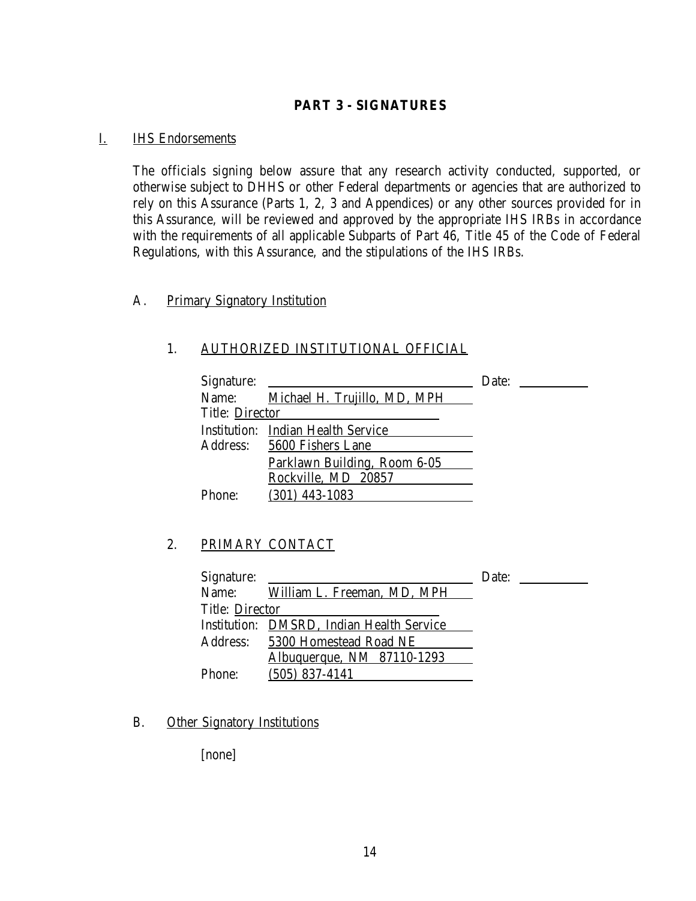## PART 3 - SIGNATURES

### I. IHS Endorsements

The officials signing below assure that any research activity conducted, supported, or otherwise subject to DHHS or other Federal departments or agencies that are authorized to rely on this Assurance (Parts 1, 2, 3 and Appendices) or any other sources provided for in this Assurance, will be reviewed and approved by the appropriate IHS IRBs in accordance with the requirements of all applicable Subparts of Part 46, Title 45 of the Code of Federal Regulations, with this Assurance, and the stipulations of the IHS IRBs.

#### A. Primary Signatory Institution

##### 1. AUTHORIZED INSTITUTIONAL OFFICIAL

Signature: ______________________________ Date: __________

Name: Michael H. Trujillo, MD, MPH

Title: Director

Institution: Indian Health Service

Address: 5600 Fishers Lane
Parklawn Building, Room 6-05
Rockville, MD 20857

Phone: (301) 443-1083

##### 2. PRIMARY CONTACT

Signature: ______________________________ Date: __________

Name: William L. Freeman, MD, MPH

Title: Director

Institution: DMSRD, Indian Health Service

Address: 5300 Homestead Road NE
Albuquerque, NM 87110-1293

Phone: (505) 837-4141

#### B. Other Signatory Institutions

[none]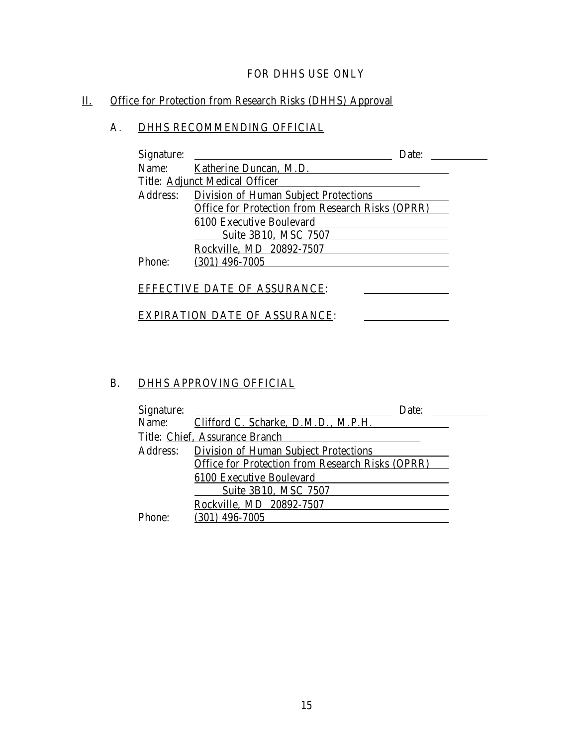FOR DHHS USE ONLY

## II. Office for Protection from Research Risks (DHHS) Approval

### A. DHHS RECOMMENDING OFFICIAL

Signature: ______________________________ Date: __________

Name: Katherine Duncan, M.D.

Title: Adjunct Medical Officer

Address: Division of Human Subject Protections
Office for Protection from Research Risks (OPRR)
6100 Executive Boulevard
Suite 3B10, MSC 7507
Rockville, MD 20892-7507

Phone: (301) 496-7005

EFFECTIVE DATE OF ASSURANCE: ______________

EXPIRATION DATE OF ASSURANCE: ______________

### B. DHHS APPROVING OFFICIAL

Signature: ______________________________ Date: __________

Name: Clifford C. Scharke, D.M.D., M.P.H.

Title: Chief, Assurance Branch

Address: Division of Human Subject Protections
Office for Protection from Research Risks (OPRR)
6100 Executive Boulevard
Suite 3B10, MSC 7507
Rockville, MD 20892-7507

Phone: (301) 496-7005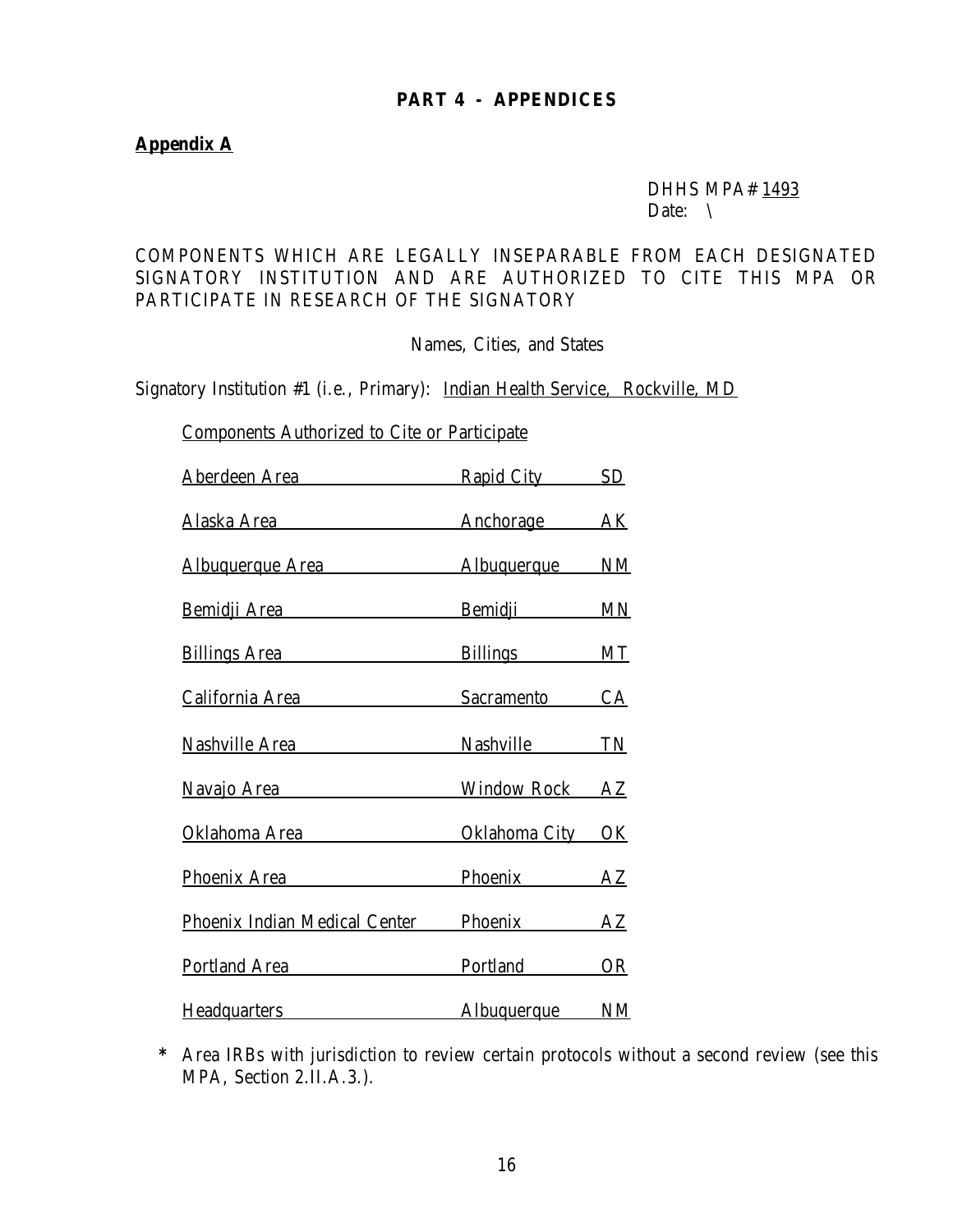# PART 4 - APPENDICES

**Appendix A**

DHHS MPA# 1493
Date: \

COMPONENTS WHICH ARE LEGALLY INSEPARABLE FROM EACH DESIGNATED SIGNATORY INSTITUTION AND ARE AUTHORIZED TO CITE THIS MPA OR PARTICIPATE IN RESEARCH OF THE SIGNATORY

Names, Cities, and States

Signatory Institution #1 (i.e., Primary): Indian Health Service, Rockville, MD

Components Authorized to Cite or Participate

| Component | City | State |
|---|---|---|
| Aberdeen Area | Rapid City | SD |
| Alaska Area | Anchorage | AK |
| Albuquerque Area | Albuquerque | NM |
| Bemidji Area | Bemidji | MN |
| Billings Area | Billings | MT |
| California Area | Sacramento | CA |
| Nashville Area | Nashville | TN |
| Navajo Area | Window Rock | AZ |
| Oklahoma Area | Oklahoma City | OK |
| Phoenix Area | Phoenix | AZ |
| Phoenix Indian Medical Center | Phoenix | AZ |
| Portland Area | Portland | OR |
| Headquarters | Albuquerque | NM |

\* Area IRBs with jurisdiction to review certain protocols without a second review (see this MPA, Section 2.II.A.3.).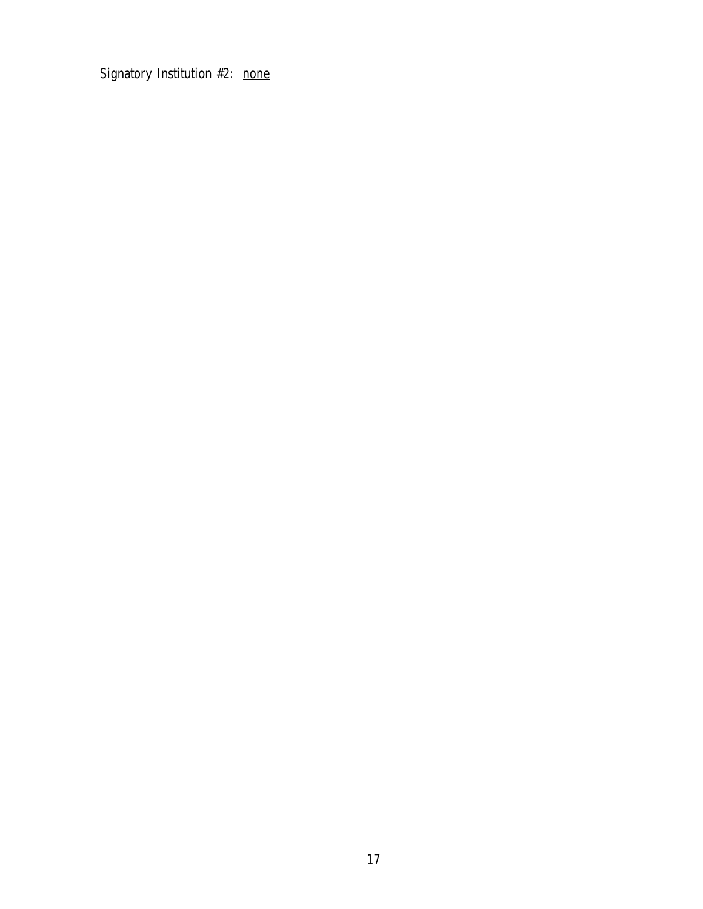Signatory Institution #2: <u>none</u>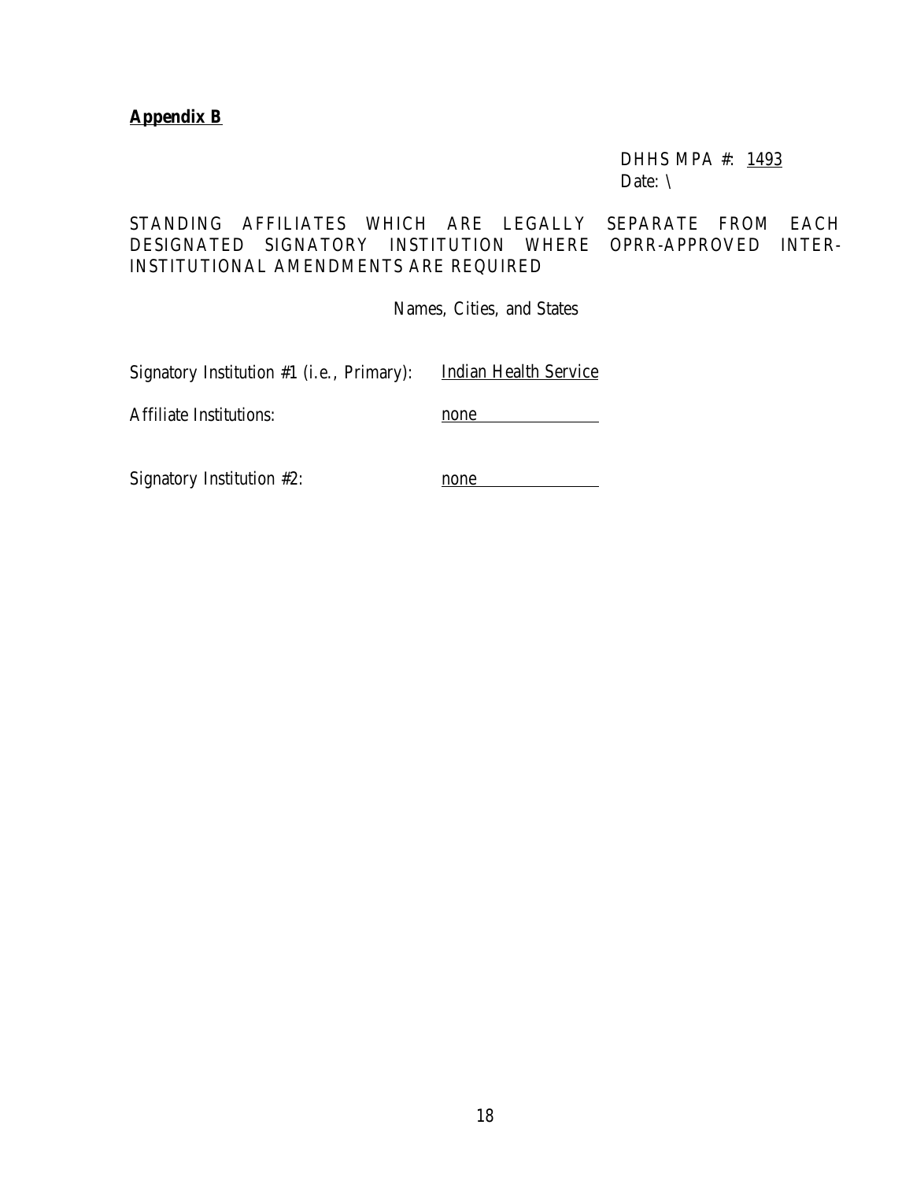**Appendix B**

DHHS MPA #: 1493
Date: \

STANDING AFFILIATES WHICH ARE LEGALLY SEPARATE FROM EACH DESIGNATED SIGNATORY INSTITUTION WHERE OPRR-APPROVED INTER-INSTITUTIONAL AMENDMENTS ARE REQUIRED

Names, Cities, and States

Signatory Institution #1 (i.e., Primary): Indian Health Service

Affiliate Institutions: none

Signatory Institution #2: none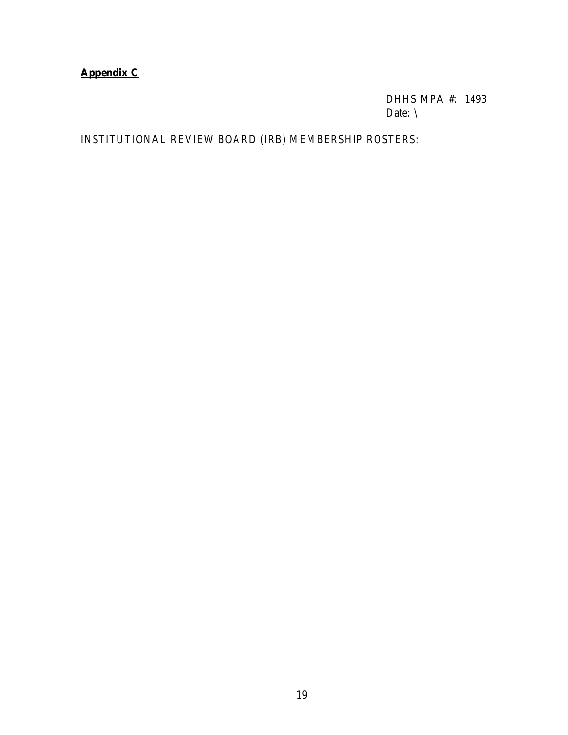**Appendix C**

DHHS MPA #: 1493
Date: \

INSTITUTIONAL REVIEW BOARD (IRB) MEMBERSHIP ROSTERS: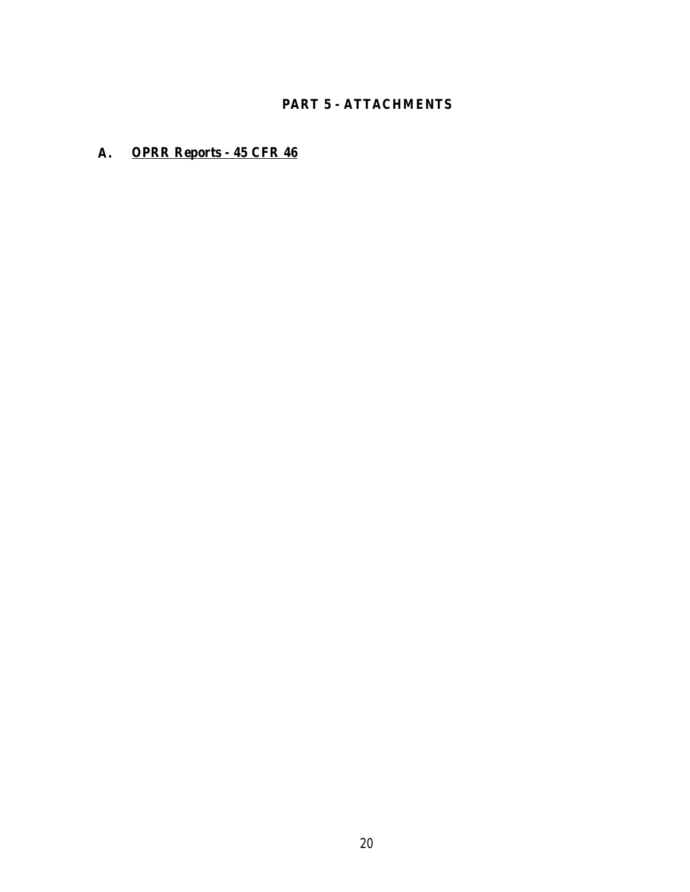# PART 5 - ATTACHMENTS

## A. OPRR Reports - 45 CFR 46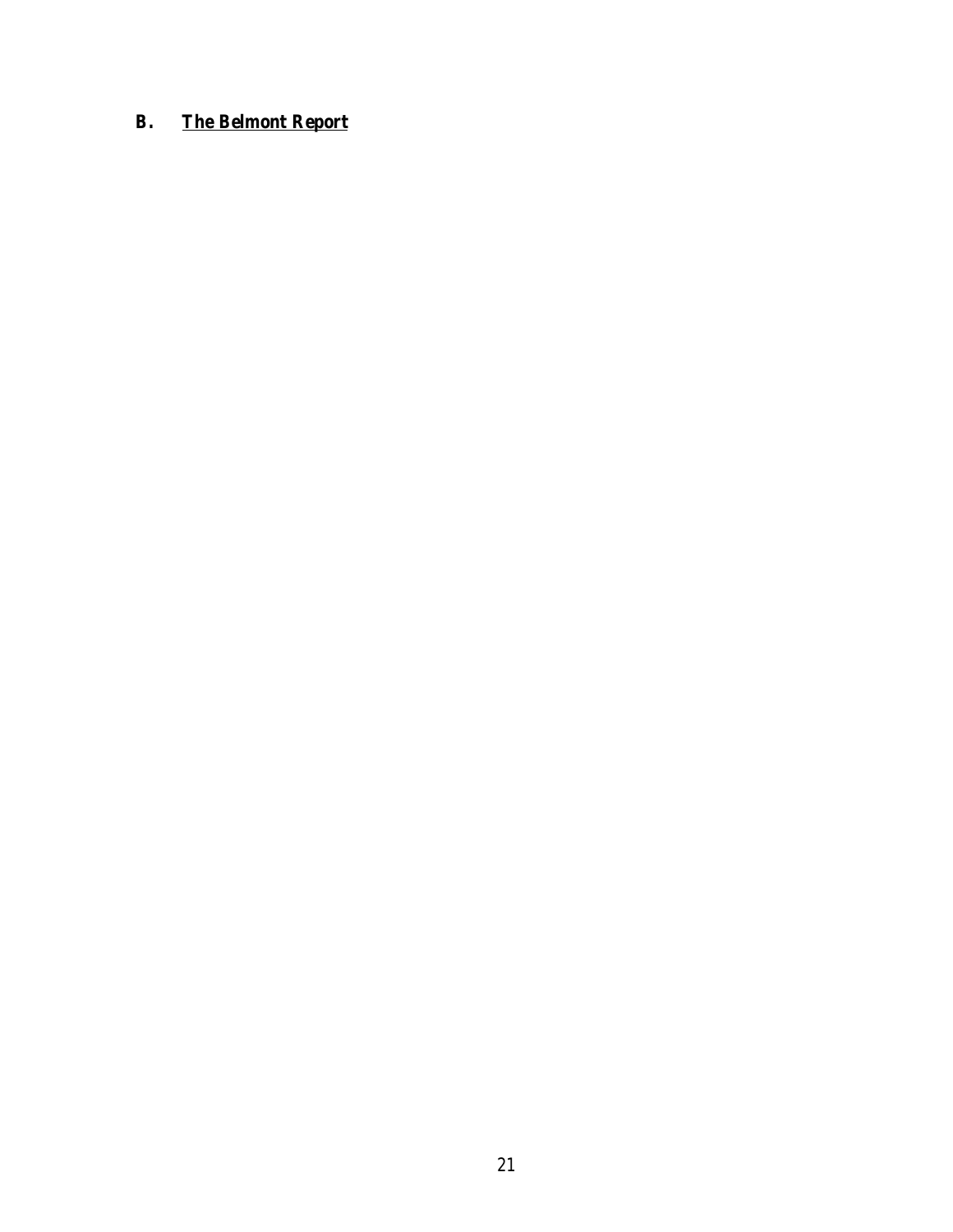## B. The Belmont Report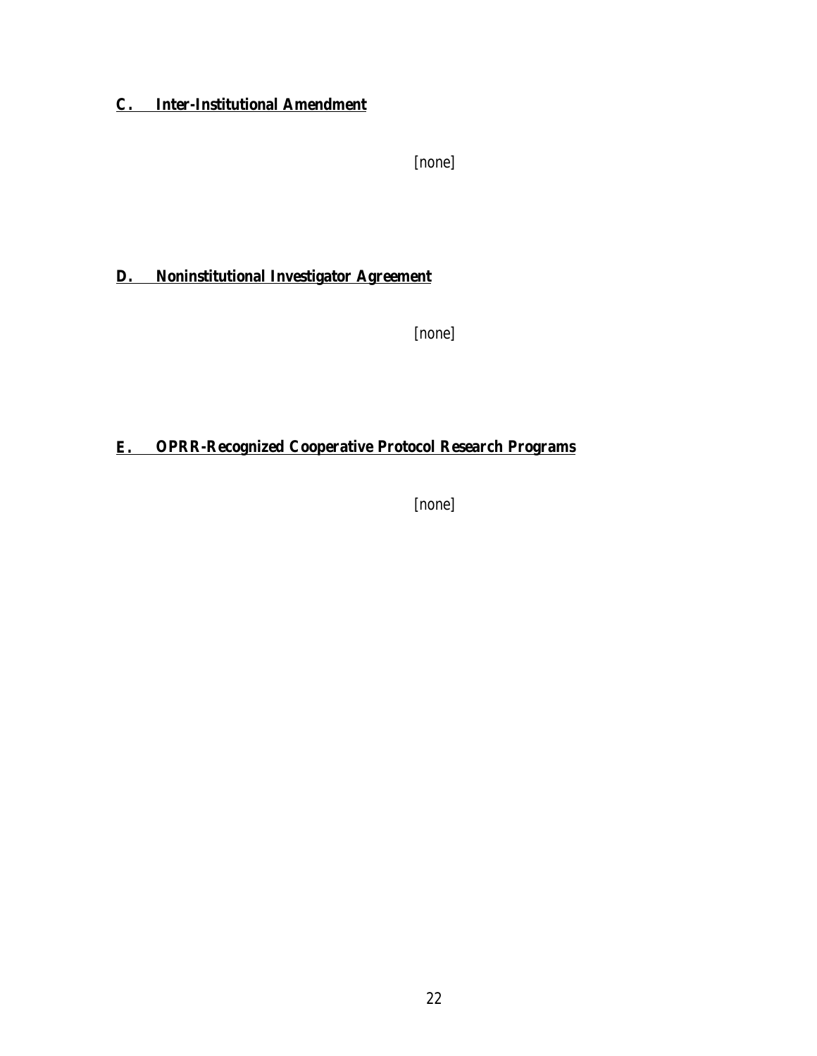## **C. Inter-Institutional Amendment**

*[none]*

## **D. Noninstitutional Investigator Agreement**

*[none]*

## **E. OPRR-Recognized Cooperative Protocol Research Programs**

*[none]*